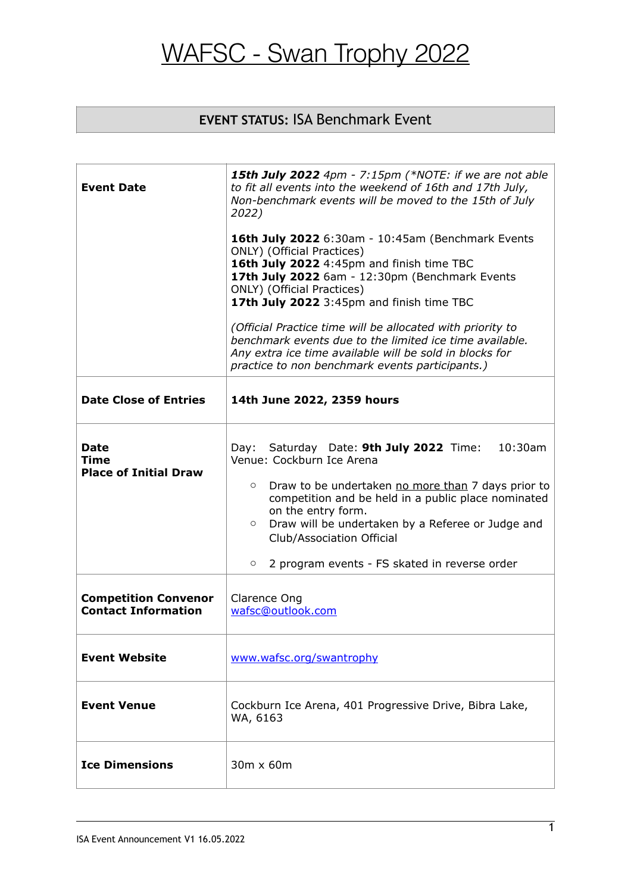# WAFSC - Swan Trophy 2022

| **EVENT STATUS:** ISA Benchmark Event |
| --- |

| | |
| --- | --- |
| **Event Date** | ***15th July 2022** 4pm - 7:15pm (\*NOTE: if we are not able to fit all events into the weekend of 16th and 17th July, Non-benchmark events will be moved to the 15th of July 2022)*<br><br>**16th July 2022** 6:30am - 10:45am (Benchmark Events ONLY) (Official Practices)<br>**16th July 2022** 4:45pm and finish time TBC<br>**17th July 2022** 6am - 12:30pm (Benchmark Events ONLY) (Official Practices)<br>**17th July 2022** 3:45pm and finish time TBC<br><br>*(Official Practice time will be allocated with priority to benchmark events due to the limited ice time available. Any extra ice time available will be sold in blocks for practice to non benchmark events participants.)* |
| **Date Close of Entries** | **14th June 2022, 2359 hours** |
| **Date**<br>**Time**<br>**Place of Initial Draw** | Day: Saturday Date: **9th July 2022** Time: 10:30am<br>Venue: Cockburn Ice Arena<br><br>◦ Draw to be undertaken no more than 7 days prior to competition and be held in a public place nominated on the entry form.<br>◦ Draw will be undertaken by a Referee or Judge and Club/Association Official<br><br>◦ 2 program events - FS skated in reverse order |
| **Competition Convenor Contact Information** | Clarence Ong<br>wafsc@outlook.com |
| **Event Website** | www.wafsc.org/swantrophy |
| **Event Venue** | Cockburn Ice Arena, 401 Progressive Drive, Bibra Lake, WA, 6163 |
| **Ice Dimensions** | 30m x 60m |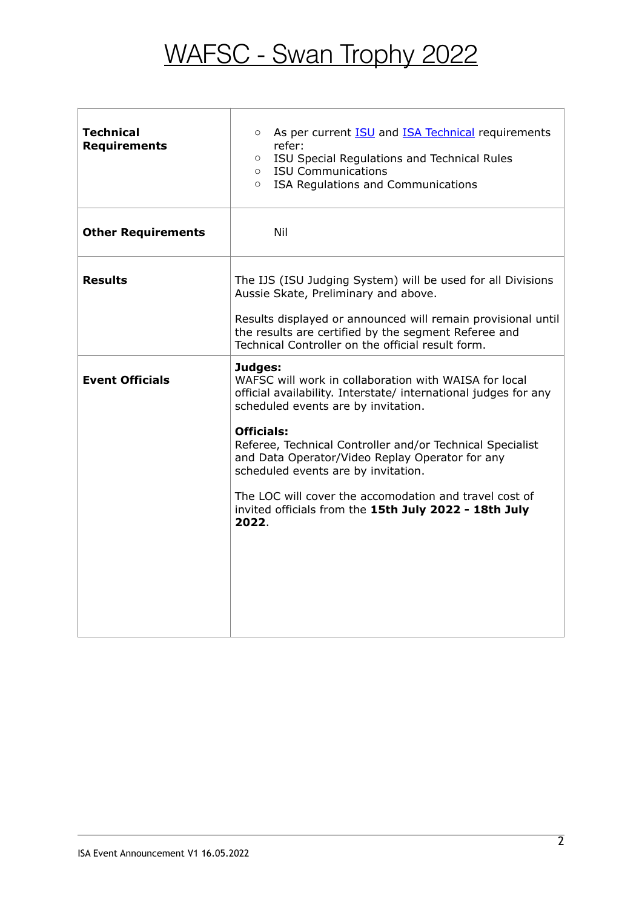# WAFSC - Swan Trophy 2022

| | |
|---|---|
| **Technical Requirements** | ○ As per current ISU and ISA Technical requirements refer:<br>○ ISU Special Regulations and Technical Rules<br>○ ISU Communications<br>○ ISA Regulations and Communications |
| **Other Requirements** | Nil |
| **Results** | The IJS (ISU Judging System) will be used for all Divisions Aussie Skate, Preliminary and above.<br><br>Results displayed or announced will remain provisional until the results are certified by the segment Referee and Technical Controller on the official result form. |
| **Event Officials** | **Judges:**<br>WAFSC will work in collaboration with WAISA for local official availability. Interstate/ international judges for any scheduled events are by invitation.<br><br>**Officials:**<br>Referee, Technical Controller and/or Technical Specialist and Data Operator/Video Replay Operator for any scheduled events are by invitation.<br><br>The LOC will cover the accomodation and travel cost of invited officials from the **15th July 2022 - 18th July 2022**. |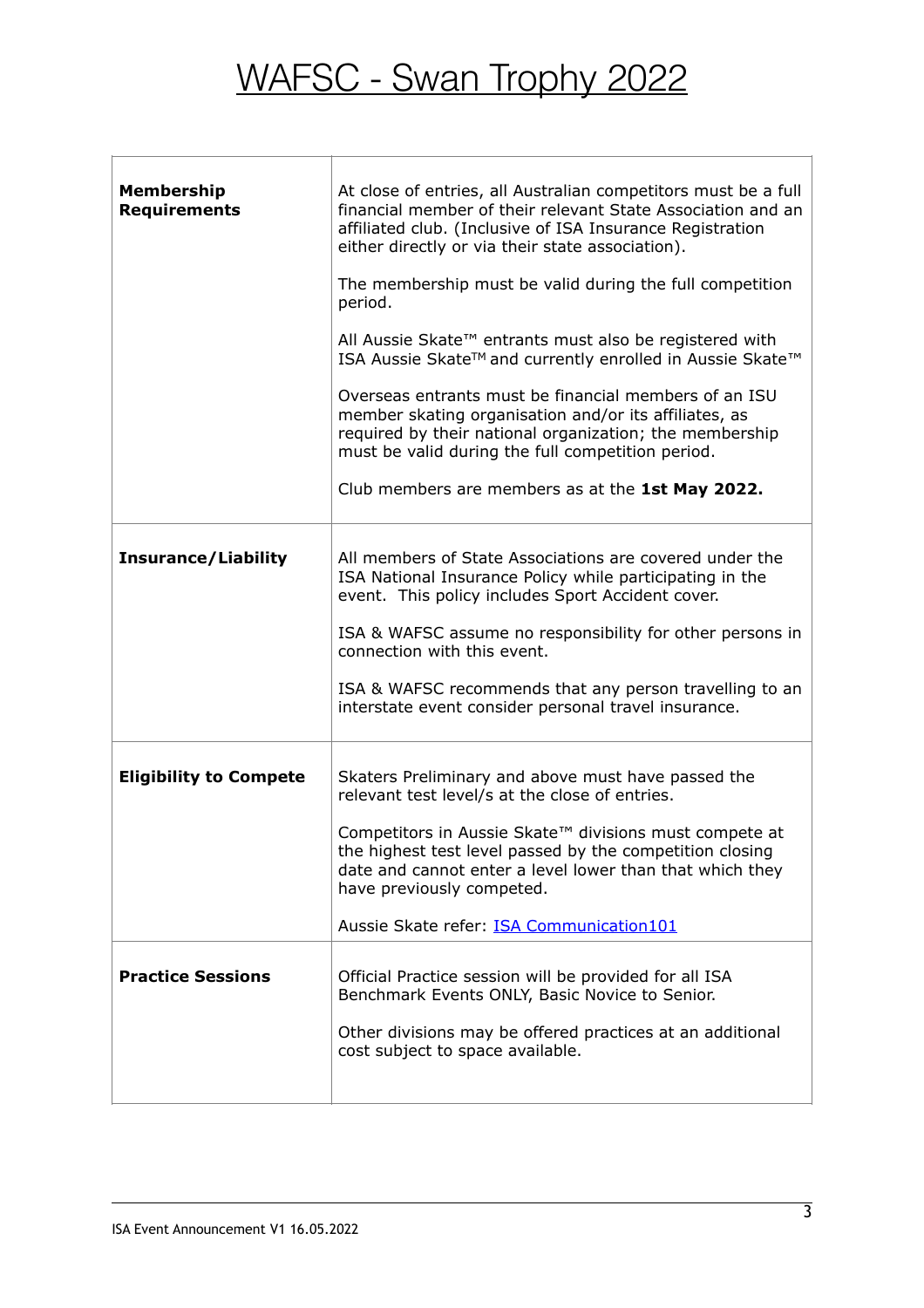# WAFSC - Swan Trophy 2022

| | |
|---|---|
| **Membership Requirements** | At close of entries, all Australian competitors must be a full financial member of their relevant State Association and an affiliated club. (Inclusive of ISA Insurance Registration either directly or via their state association).<br><br>The membership must be valid during the full competition period.<br><br>All Aussie Skate™ entrants must also be registered with ISA Aussie Skate™ and currently enrolled in Aussie Skate™<br><br>Overseas entrants must be financial members of an ISU member skating organisation and/or its affiliates, as required by their national organization; the membership must be valid during the full competition period.<br><br>Club members are members as at the **1st May 2022.** |
| **Insurance/Liability** | All members of State Associations are covered under the ISA National Insurance Policy while participating in the event. This policy includes Sport Accident cover.<br><br>ISA & WAFSC assume no responsibility for other persons in connection with this event.<br><br>ISA & WAFSC recommends that any person travelling to an interstate event consider personal travel insurance. |
| **Eligibility to Compete** | Skaters Preliminary and above must have passed the relevant test level/s at the close of entries.<br><br>Competitors in Aussie Skate™ divisions must compete at the highest test level passed by the competition closing date and cannot enter a level lower than that which they have previously competed.<br><br>Aussie Skate refer: ISA Communication101 |
| **Practice Sessions** | Official Practice session will be provided for all ISA Benchmark Events ONLY, Basic Novice to Senior.<br><br>Other divisions may be offered practices at an additional cost subject to space available. |

ISA Event Announcement V1 16.05.2022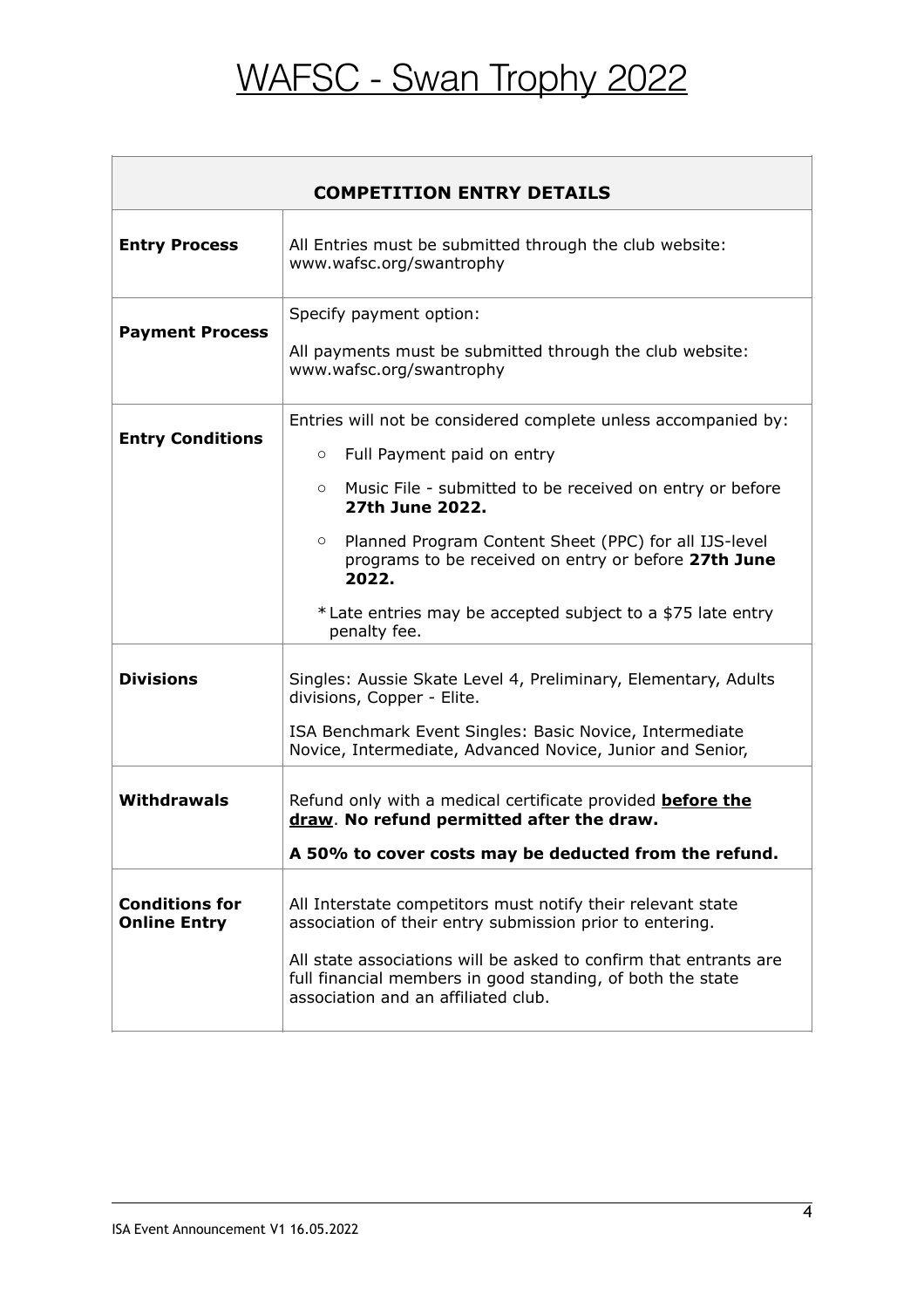# WAFSC - Swan Trophy 2022

| COMPETITION ENTRY DETAILS | |
|---|---|
| **Entry Process** | All Entries must be submitted through the club website: www.wafsc.org/swantrophy |
| **Payment Process** | Specify payment option:<br><br>All payments must be submitted through the club website: www.wafsc.org/swantrophy |
| **Entry Conditions** | Entries will not be considered complete unless accompanied by:<br>○ Full Payment paid on entry<br>○ Music File - submitted to be received on entry or before **27th June 2022.**<br>○ Planned Program Content Sheet (PPC) for all IJS-level programs to be received on entry or before **27th June 2022.**<br><br>*Late entries may be accepted subject to a $75 late entry penalty fee. |
| **Divisions** | Singles: Aussie Skate Level 4, Preliminary, Elementary, Adults divisions, Copper - Elite.<br><br>ISA Benchmark Event Singles: Basic Novice, Intermediate Novice, Intermediate, Advanced Novice, Junior and Senior, |
| **Withdrawals** | Refund only with a medical certificate provided **before the draw**. **No refund permitted after the draw.**<br><br>**A 50% to cover costs may be deducted from the refund.** |
| **Conditions for Online Entry** | All Interstate competitors must notify their relevant state association of their entry submission prior to entering.<br><br>All state associations will be asked to confirm that entrants are full financial members in good standing, of both the state association and an affiliated club. |

ISA Event Announcement V1 16.05.2022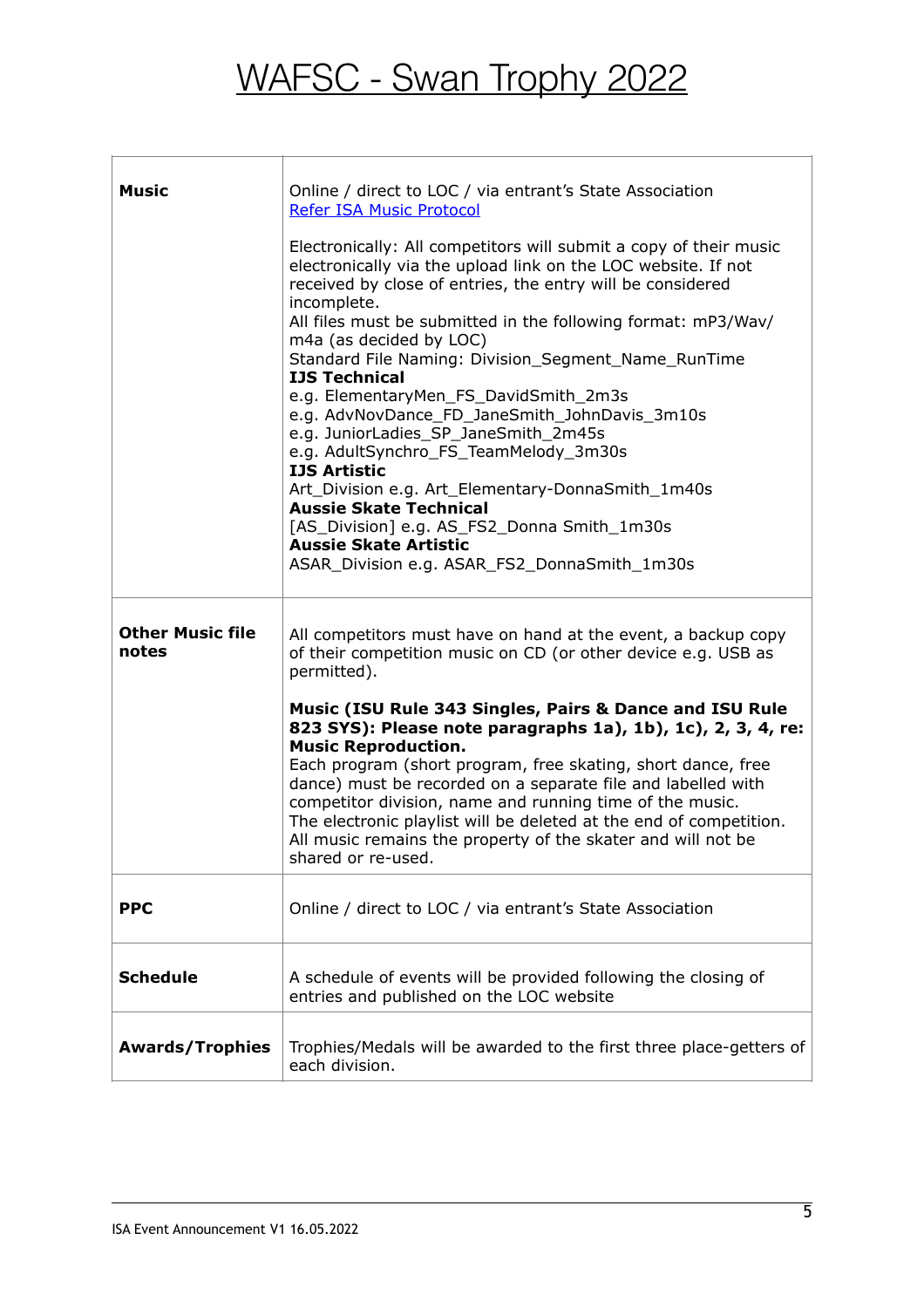# WAFSC - Swan Trophy 2022

| | |
|---|---|
| **Music** | Online / direct to LOC / via entrant's State Association<br>[Refer ISA Music Protocol](#)<br><br>Electronically: All competitors will submit a copy of their music electronically via the upload link on the LOC website. If not received by close of entries, the entry will be considered incomplete.<br>All files must be submitted in the following format: mP3/Wav/ m4a (as decided by LOC)<br>Standard File Naming: Division_Segment_Name_RunTime<br>**IJS Technical**<br>e.g. ElementaryMen_FS_DavidSmith_2m3s<br>e.g. AdvNovDance_FD_JaneSmith_JohnDavis_3m10s<br>e.g. JuniorLadies_SP_JaneSmith_2m45s<br>e.g. AdultSynchro_FS_TeamMelody_3m30s<br>**IJS Artistic**<br>Art_Division e.g. Art_Elementary-DonnaSmith_1m40s<br>**Aussie Skate Technical**<br>[AS_Division] e.g. AS_FS2_Donna Smith_1m30s<br>**Aussie Skate Artistic**<br>ASAR_Division e.g. ASAR_FS2_DonnaSmith_1m30s |
| **Other Music file notes** | All competitors must have on hand at the event, a backup copy of their competition music on CD (or other device e.g. USB as permitted).<br><br>**Music (ISU Rule 343 Singles, Pairs & Dance and ISU Rule 823 SYS): Please note paragraphs 1a), 1b), 1c), 2, 3, 4, re: Music Reproduction.**<br>Each program (short program, free skating, short dance, free dance) must be recorded on a separate file and labelled with competitor division, name and running time of the music.<br>The electronic playlist will be deleted at the end of competition.<br>All music remains the property of the skater and will not be shared or re-used. |
| **PPC** | Online / direct to LOC / via entrant's State Association |
| **Schedule** | A schedule of events will be provided following the closing of entries and published on the LOC website |
| **Awards/Trophies** | Trophies/Medals will be awarded to the first three place-getters of each division. |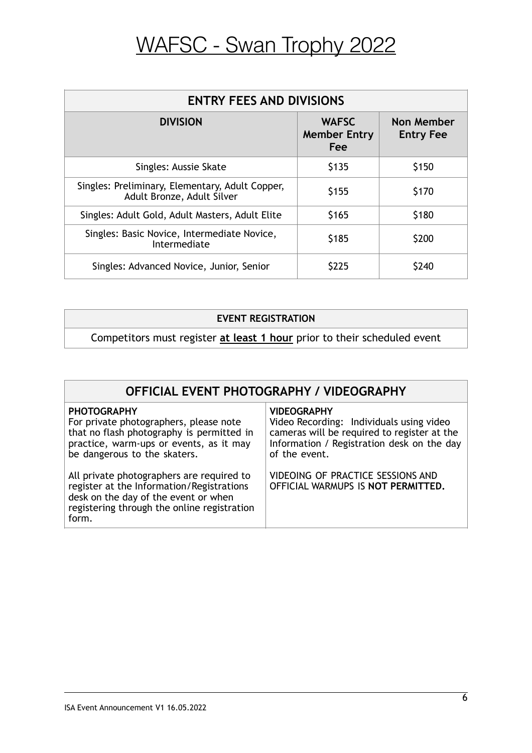# WAFSC - Swan Trophy 2022

| ENTRY FEES AND DIVISIONS | | |
|---|---|---|
| **DIVISION** | **WAFSC Member Entry Fee** | **Non Member Entry Fee** |
| Singles: Aussie Skate | $135 | $150 |
| Singles: Preliminary, Elementary, Adult Copper, Adult Bronze, Adult Silver | $155 | $170 |
| Singles: Adult Gold, Adult Masters, Adult Elite | $165 | $180 |
| Singles: Basic Novice, Intermediate Novice, Intermediate | $185 | $200 |
| Singles: Advanced Novice, Junior, Senior | $225 | $240 |

| EVENT REGISTRATION |
|---|
| Competitors must register **at least 1 hour** prior to their scheduled event |

## OFFICIAL EVENT PHOTOGRAPHY / VIDEOGRAPHY

**PHOTOGRAPHY**

For private photographers, please note that no flash photography is permitted in practice, warm-ups or events, as it may be dangerous to the skaters.

All private photographers are required to register at the Information/Registrations desk on the day of the event or when registering through the online registration form.

**VIDEOGRAPHY**

Video Recording: Individuals using video cameras will be required to register at the Information / Registration desk on the day of the event.

VIDEOING OF PRACTICE SESSIONS AND OFFICIAL WARMUPS IS **NOT PERMITTED.**

ISA Event Announcement V1 16.05.2022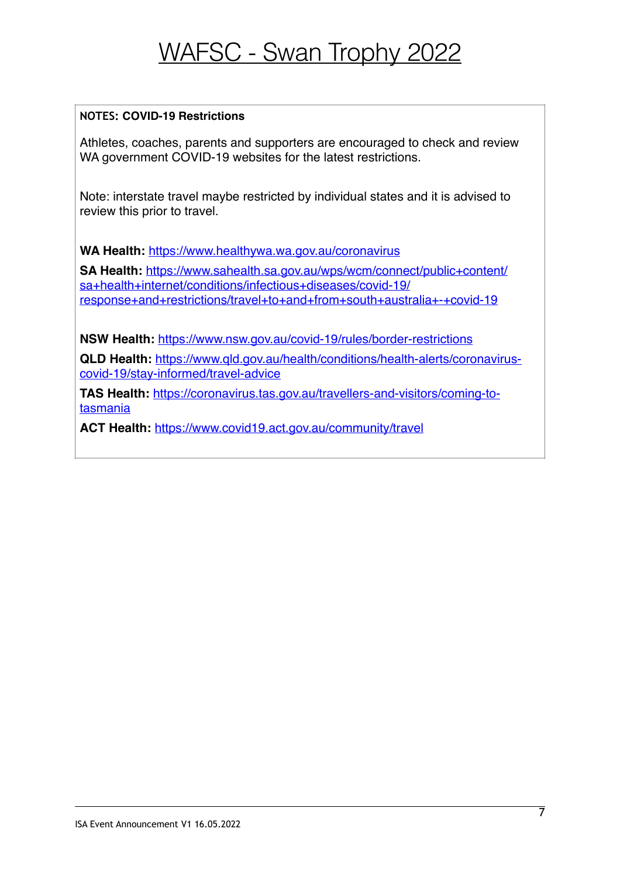# WAFSC - Swan Trophy 2022

**NOTES: COVID-19 Restrictions**

Athletes, coaches, parents and supporters are encouraged to check and review WA government COVID-19 websites for the latest restrictions.

Note: interstate travel maybe restricted by individual states and it is advised to review this prior to travel.

**WA Health:** https://www.healthywa.wa.gov.au/coronavirus

**SA Health:** https://www.sahealth.sa.gov.au/wps/wcm/connect/public+content/sa+health+internet/conditions/infectious+diseases/covid-19/response+and+restrictions/travel+to+and+from+south+australia+-+covid-19

**NSW Health:** https://www.nsw.gov.au/covid-19/rules/border-restrictions

**QLD Health:** https://www.qld.gov.au/health/conditions/health-alerts/coronavirus-covid-19/stay-informed/travel-advice

**TAS Health:** https://coronavirus.tas.gov.au/travellers-and-visitors/coming-to-tasmania

**ACT Health:** https://www.covid19.act.gov.au/community/travel